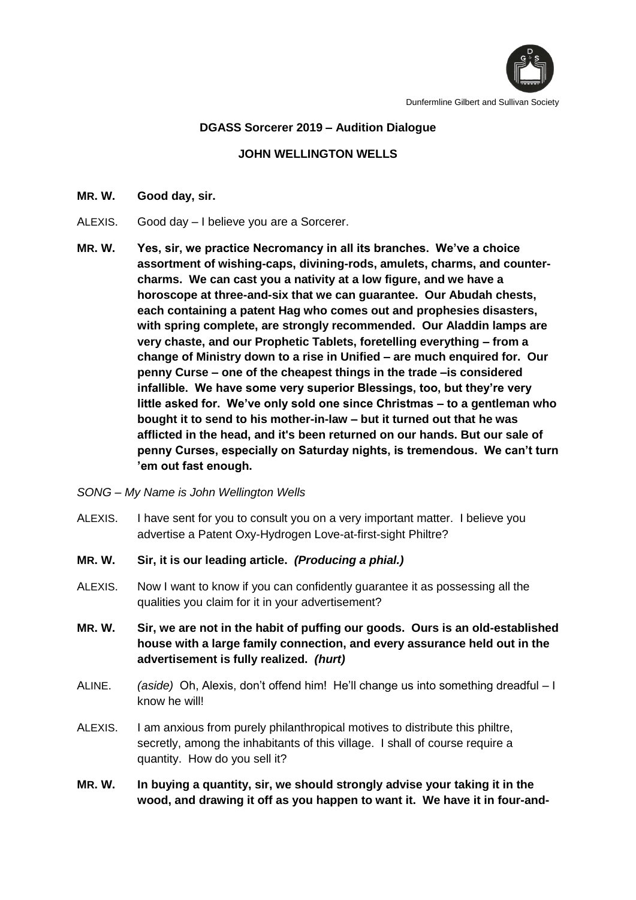Dunfermline Gilbert and Sullivan Society

**DGASS Sorcerer 2019 – Audition Dialogue**

**JOHN WELLINGTON WELLS**

**MR. W.** **Good day, sir.**

ALEXIS. Good day – I believe you are a Sorcerer.

**MR. W.** **Yes, sir, we practice Necromancy in all its branches. We've a choice assortment of wishing-caps, divining-rods, amulets, charms, and counter-charms. We can cast you a nativity at a low figure, and we have a horoscope at three-and-six that we can guarantee. Our Abudah chests, each containing a patent Hag who comes out and prophesies disasters, with spring complete, are strongly recommended. Our Aladdin lamps are very chaste, and our Prophetic Tablets, foretelling everything – from a change of Ministry down to a rise in Unified – are much enquired for. Our penny Curse – one of the cheapest things in the trade –is considered infallible. We have some very superior Blessings, too, but they're very little asked for. We've only sold one since Christmas – to a gentleman who bought it to send to his mother-in-law – but it turned out that he was afflicted in the head, and it's been returned on our hands. But our sale of penny Curses, especially on Saturday nights, is tremendous. We can't turn 'em out fast enough.**

*SONG – My Name is John Wellington Wells*

ALEXIS. I have sent for you to consult you on a very important matter. I believe you advertise a Patent Oxy-Hydrogen Love-at-first-sight Philtre?

**MR. W.** **Sir, it is our leading article.** ***(Producing a phial.)***

ALEXIS. Now I want to know if you can confidently guarantee it as possessing all the qualities you claim for it in your advertisement?

**MR. W.** **Sir, we are not in the habit of puffing our goods. Ours is an old-established house with a large family connection, and every assurance held out in the advertisement is fully realized.** ***(hurt)***

ALINE. *(aside)* Oh, Alexis, don't offend him! He'll change us into something dreadful – I know he will!

ALEXIS. I am anxious from purely philanthropical motives to distribute this philtre, secretly, among the inhabitants of this village. I shall of course require a quantity. How do you sell it?

**MR. W.** **In buying a quantity, sir, we should strongly advise your taking it in the wood, and drawing it off as you happen to want it. We have it in four-and-**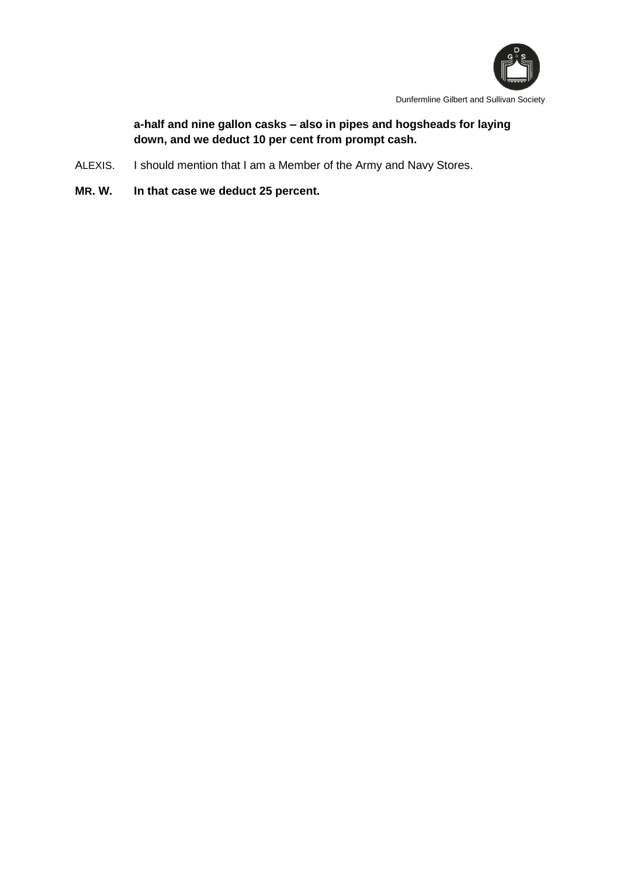**a-half and nine gallon casks – also in pipes and hogsheads for laying down, and we deduct 10 per cent from prompt cash.**

ALEXIS. I should mention that I am a Member of the Army and Navy Stores.

**MR. W. In that case we deduct 25 percent.**